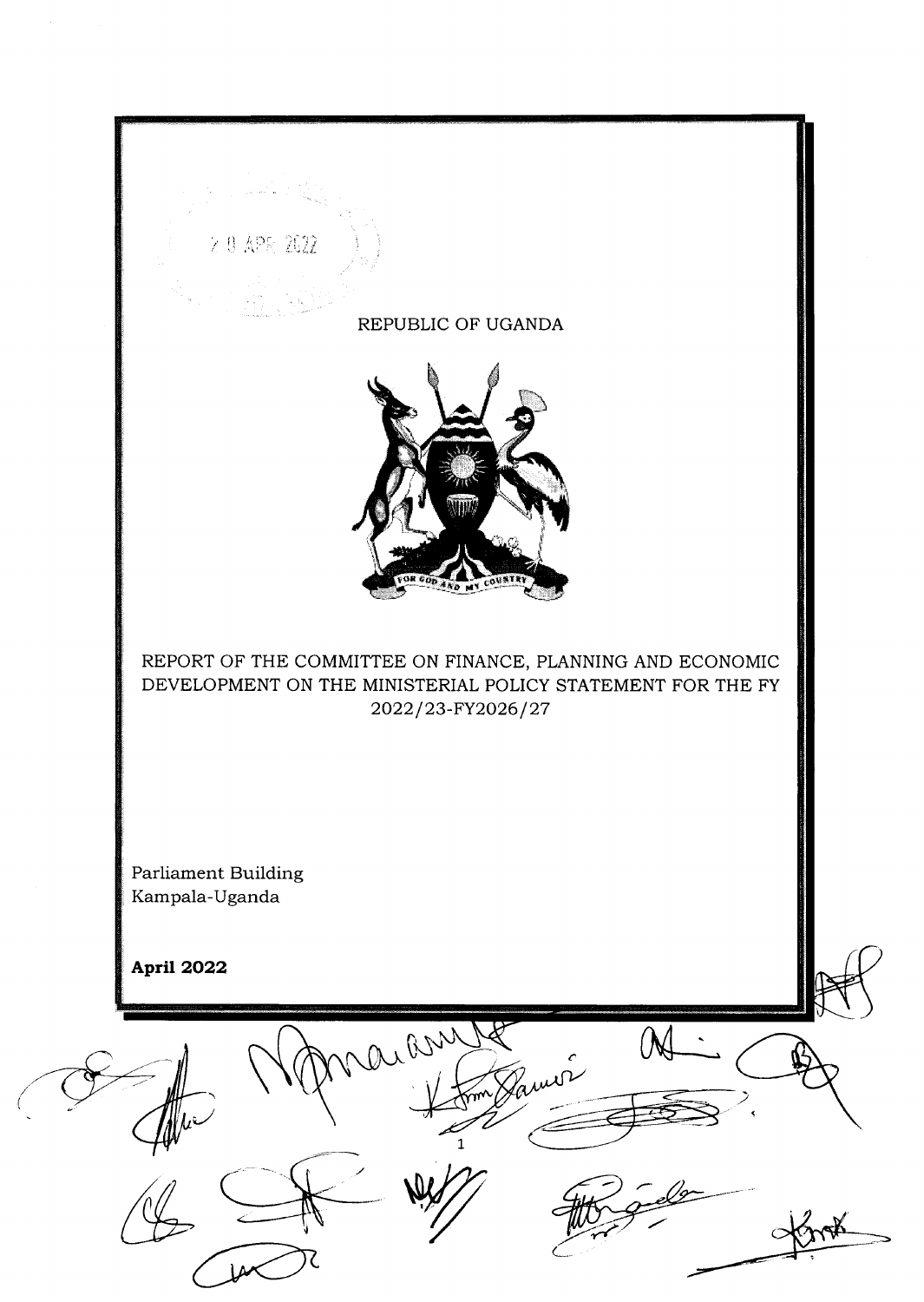REPUBLIC OF UGANDA

REPORT OF THE COMMITTEE ON FINANCE, PLANNING AND ECONOMIC DEVELOPMENT ON THE MINISTERIAL POLICY STATEMENT FOR THE FY 2022/23-FY2026/27

Parliament Building
Kampala-Uganda

**April 2022**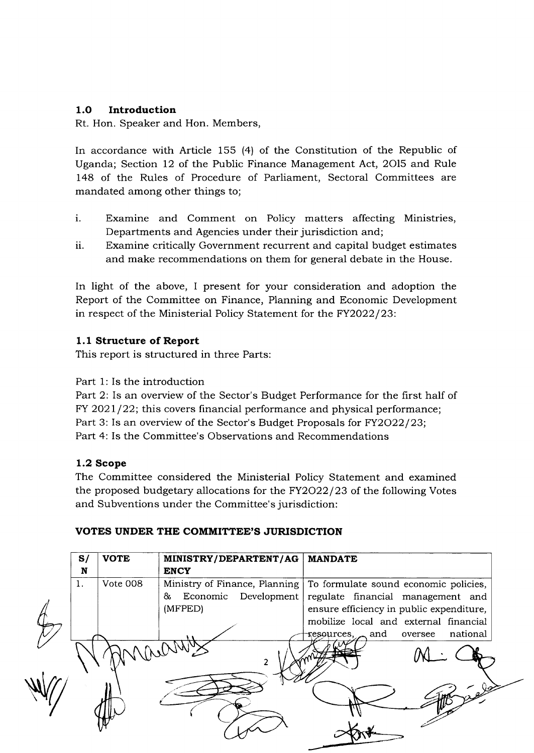## 1.0 Introduction

Rt. Hon. Speaker and Hon. Members,

In accordance with Article 155 (4) of the Constitution of the Republic of Uganda; Section 12 of the Public Finance Management Act, 2015 and Rule 148 of the Rules of Procedure of Parliament, Sectoral Committees are mandated among other things to;

i. Examine and Comment on Policy matters affecting Ministries, Departments and Agencies under their jurisdiction and;
ii. Examine critically Government recurrent and capital budget estimates and make recommendations on them for general debate in the House.

In light of the above, I present for your consideration and adoption the Report of the Committee on Finance, Planning and Economic Development in respect of the Ministerial Policy Statement for the FY2022/23:

### 1.1 Structure of Report

This report is structured in three Parts:

Part 1: Is the introduction
Part 2: Is an overview of the Sector's Budget Performance for the first half of FY 2021/22; this covers financial performance and physical performance;
Part 3: Is an overview of the Sector's Budget Proposals for FY2022/23;
Part 4: Is the Committee's Observations and Recommendations

### 1.2 Scope

The Committee considered the Ministerial Policy Statement and examined the proposed budgetary allocations for the FY2022/23 of the following Votes and Subventions under the Committee's jurisdiction:

**VOTES UNDER THE COMMITTEE'S JURISDICTION**

| S/N | VOTE | MINISTRY/DEPARTENT/AGENCY | MANDATE |
|---|---|---|---|
| 1. | Vote 008 | Ministry of Finance, Planning & Economic Development (MFPED) | To formulate sound economic policies, regulate financial management and ensure efficiency in public expenditure, mobilize local and external financial resources, and oversee national |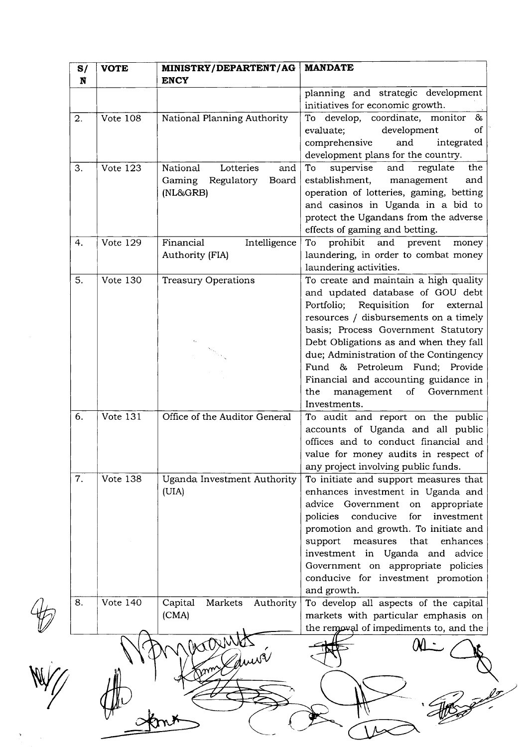| S/N | VOTE | MINISTRY/DEPARTENT/AGENCY | MANDATE |
|---|---|---|---|
| | | | planning and strategic development initiatives for economic growth. |
| 2. | Vote 108 | National Planning Authority | To develop, coordinate, monitor & evaluate; development of comprehensive and integrated development plans for the country. |
| 3. | Vote 123 | National Lotteries and Gaming Regulatory Board (NL&GRB) | To supervise and regulate the establishment, management and operation of lotteries, gaming, betting and casinos in Uganda in a bid to protect the Ugandans from the adverse effects of gaming and betting. |
| 4. | Vote 129 | Financial Intelligence Authority (FIA) | To prohibit and prevent money laundering, in order to combat money laundering activities. |
| 5. | Vote 130 | Treasury Operations | To create and maintain a high quality and updated database of GOU debt Portfolio; Requisition for external resources / disbursements on a timely basis; Process Government Statutory Debt Obligations as and when they fall due; Administration of the Contingency Fund & Petroleum Fund; Provide Financial and accounting guidance in the management of Government Investments. |
| 6. | Vote 131 | Office of the Auditor General | To audit and report on the public accounts of Uganda and all public offices and to conduct financial and value for money audits in respect of any project involving public funds. |
| 7. | Vote 138 | Uganda Investment Authority (UIA) | To initiate and support measures that enhances investment in Uganda and advice Government on appropriate policies conducive for investment promotion and growth. To initiate and support measures that enhances investment in Uganda and advice Government on appropriate policies conducive for investment promotion and growth. |
| 8. | Vote 140 | Capital Markets Authority (CMA) | To develop all aspects of the capital markets with particular emphasis on the removal of impediments to, and the |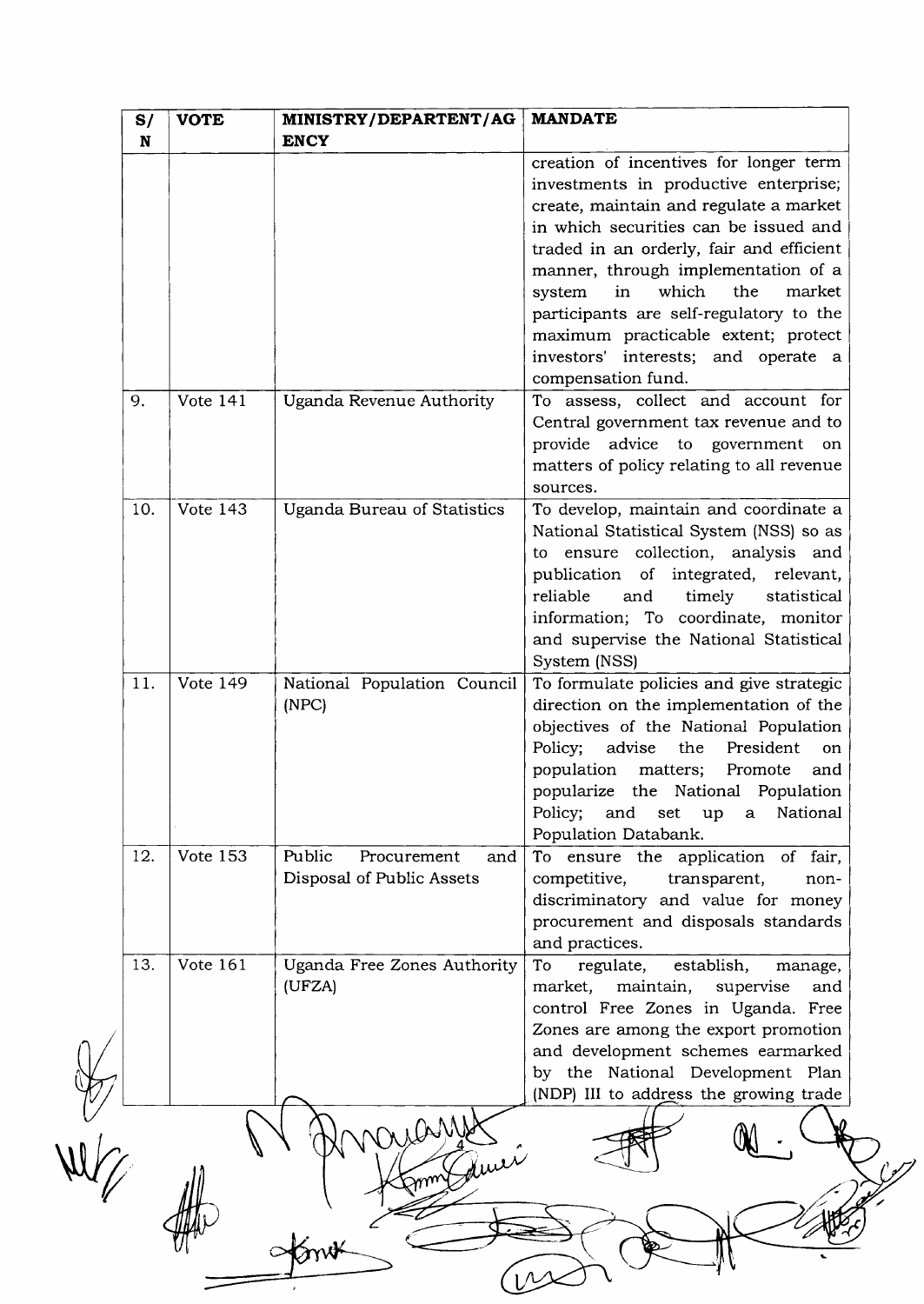| S/N | VOTE | MINISTRY/DEPARTENT/AGENCY | MANDATE |
|---|---|---|---|
| | | | creation of incentives for longer term investments in productive enterprise; create, maintain and regulate a market in which securities can be issued and traded in an orderly, fair and efficient manner, through implementation of a system in which the market participants are self-regulatory to the maximum practicable extent; protect investors' interests; and operate a compensation fund. |
| 9. | Vote 141 | Uganda Revenue Authority | To assess, collect and account for Central government tax revenue and to provide advice to government on matters of policy relating to all revenue sources. |
| 10. | Vote 143 | Uganda Bureau of Statistics | To develop, maintain and coordinate a National Statistical System (NSS) so as to ensure collection, analysis and publication of integrated, relevant, reliable and timely statistical information; To coordinate, monitor and supervise the National Statistical System (NSS) |
| 11. | Vote 149 | National Population Council (NPC) | To formulate policies and give strategic direction on the implementation of the objectives of the National Population Policy; advise the President on population matters; Promote and popularize the National Population Policy; and set up a National Population Databank. |
| 12. | Vote 153 | Public Procurement and Disposal of Public Assets | To ensure the application of fair, competitive, transparent, non-discriminatory and value for money procurement and disposals standards and practices. |
| 13. | Vote 161 | Uganda Free Zones Authority (UFZA) | To regulate, establish, manage, market, maintain, supervise and control Free Zones in Uganda. Free Zones are among the export promotion and development schemes earmarked by the National Development Plan (NDP) III to address the growing trade |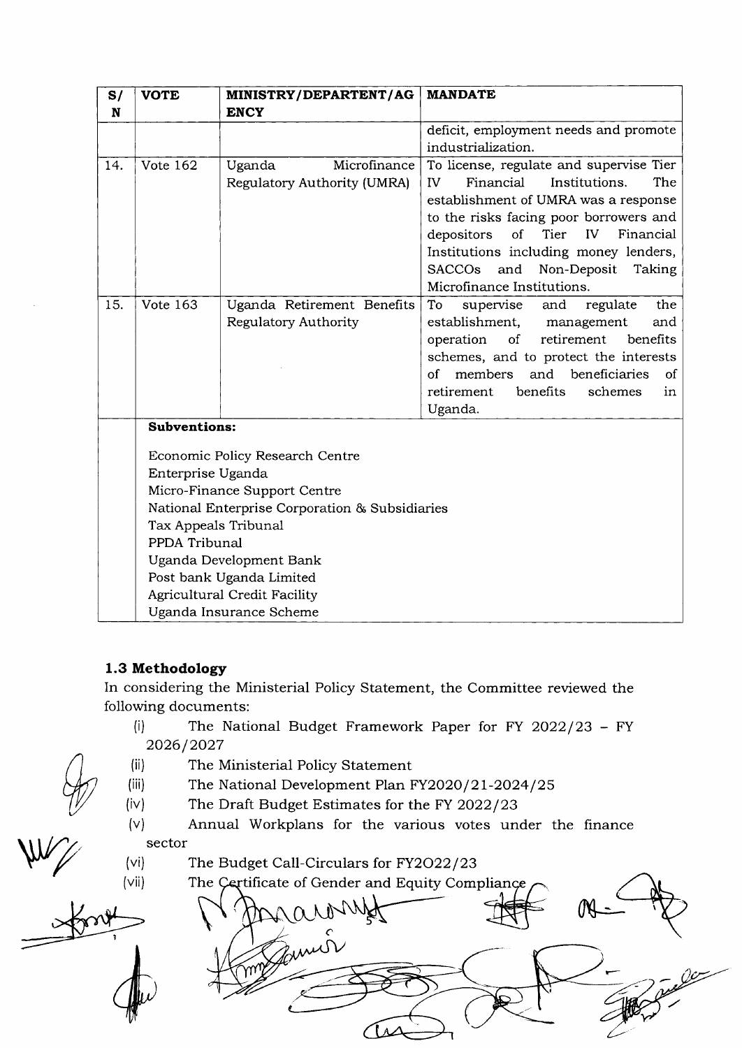| S/N | VOTE | MINISTRY/DEPARTENT/AGENCY | MANDATE |
|---|---|---|---|
| | | | deficit, employment needs and promote industrialization. |
| 14. | Vote 162 | Uganda Microfinance Regulatory Authority (UMRA) | To license, regulate and supervise Tier IV Financial Institutions. The establishment of UMRA was a response to the risks facing poor borrowers and depositors of Tier IV Financial Institutions including money lenders, SACCOs and Non-Deposit Taking Microfinance Institutions. |
| 15. | Vote 163 | Uganda Retirement Benefits Regulatory Authority | To supervise and regulate the establishment, management and operation of retirement benefits schemes, and to protect the interests of members and beneficiaries of retirement benefits schemes in Uganda. |
| | **Subventions:**<br><br>Economic Policy Research Centre<br>Enterprise Uganda<br>Micro-Finance Support Centre<br>National Enterprise Corporation & Subsidiaries<br>Tax Appeals Tribunal<br>PPDA Tribunal<br>Uganda Development Bank<br>Post bank Uganda Limited<br>Agricultural Credit Facility<br>Uganda Insurance Scheme | | |

### 1.3 Methodology

In considering the Ministerial Policy Statement, the Committee reviewed the following documents:

(i) The National Budget Framework Paper for FY 2022/23 – FY 2026/2027

(ii) The Ministerial Policy Statement

(iii) The National Development Plan FY2020/21-2024/25

(iv) The Draft Budget Estimates for the FY 2022/23

(v) Annual Workplans for the various votes under the finance sector

(vi) The Budget Call-Circulars for FY2O22/23

(vii) The Certificate of Gender and Equity Compliance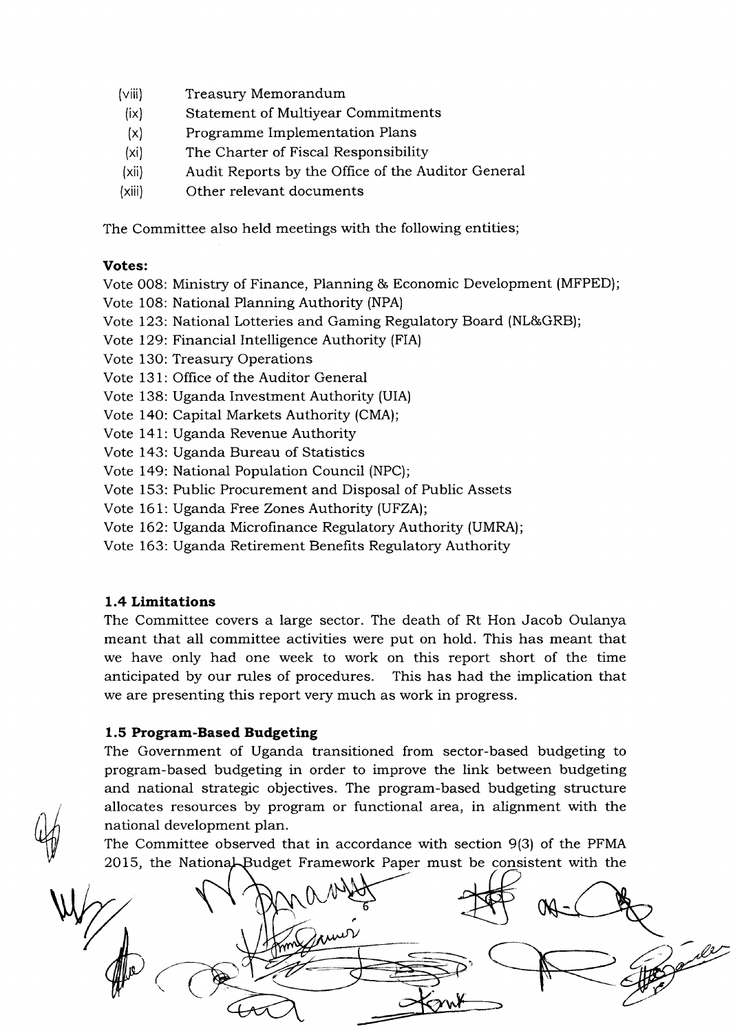(viii) Treasury Memorandum
(ix) Statement of Multiyear Commitments
(x) Programme Implementation Plans
(xi) The Charter of Fiscal Responsibility
(xii) Audit Reports by the Office of the Auditor General
(xiii) Other relevant documents

The Committee also held meetings with the following entities;

**Votes:**

Vote 008: Ministry of Finance, Planning & Economic Development (MFPED);
Vote 108: National Planning Authority (NPA)
Vote 123: National Lotteries and Gaming Regulatory Board (NL&GRB);
Vote 129: Financial Intelligence Authority (FIA)
Vote 130: Treasury Operations
Vote 131: Office of the Auditor General
Vote 138: Uganda Investment Authority (UIA)
Vote 140: Capital Markets Authority (CMA);
Vote 141: Uganda Revenue Authority
Vote 143: Uganda Bureau of Statistics
Vote 149: National Population Council (NPC);
Vote 153: Public Procurement and Disposal of Public Assets
Vote 161: Uganda Free Zones Authority (UFZA);
Vote 162: Uganda Microfinance Regulatory Authority (UMRA);
Vote 163: Uganda Retirement Benefits Regulatory Authority

### 1.4 Limitations

The Committee covers a large sector. The death of Rt Hon Jacob Oulanya meant that all committee activities were put on hold. This has meant that we have only had one week to work on this report short of the time anticipated by our rules of procedures. This has had the implication that we are presenting this report very much as work in progress.

### 1.5 Program-Based Budgeting

The Government of Uganda transitioned from sector-based budgeting to program-based budgeting in order to improve the link between budgeting and national strategic objectives. The program-based budgeting structure allocates resources by program or functional area, in alignment with the national development plan.

The Committee observed that in accordance with section 9(3) of the PFMA 2015, the National Budget Framework Paper must be consistent with the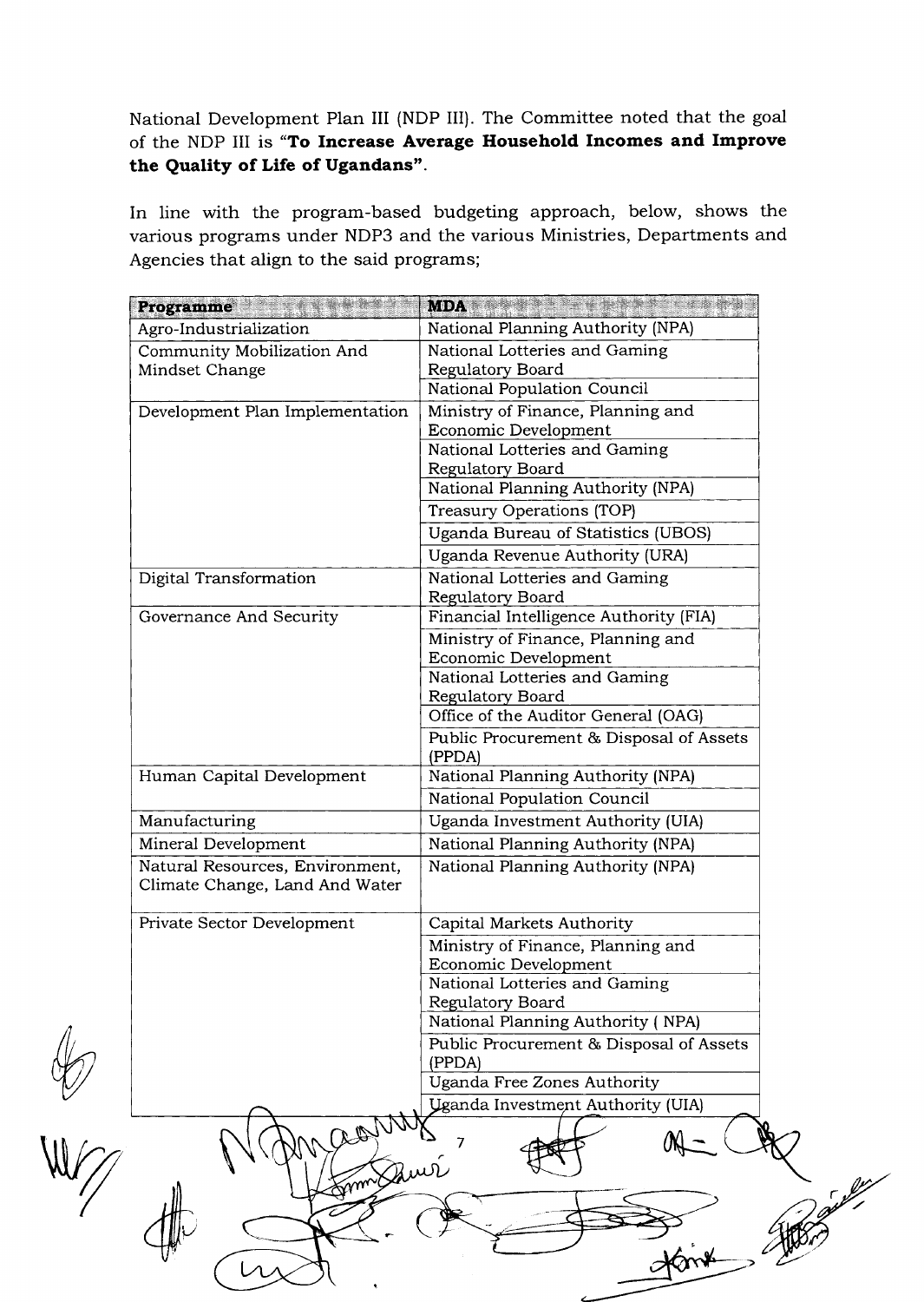National Development Plan III (NDP III). The Committee noted that the goal of the NDP III is "**To Increase Average Household Incomes and Improve the Quality of Life of Ugandans**".

In line with the program-based budgeting approach, below, shows the various programs under NDP3 and the various Ministries, Departments and Agencies that align to the said programs;

| Programme | MDA |
|---|---|
| Agro-Industrialization | National Planning Authority (NPA) |
| Community Mobilization And Mindset Change | National Lotteries and Gaming Regulatory Board |
| | National Population Council |
| Development Plan Implementation | Ministry of Finance, Planning and Economic Development |
| | National Lotteries and Gaming Regulatory Board |
| | National Planning Authority (NPA) |
| | Treasury Operations (TOP) |
| | Uganda Bureau of Statistics (UBOS) |
| | Uganda Revenue Authority (URA) |
| Digital Transformation | National Lotteries and Gaming Regulatory Board |
| Governance And Security | Financial Intelligence Authority (FIA) |
| | Ministry of Finance, Planning and Economic Development |
| | National Lotteries and Gaming Regulatory Board |
| | Office of the Auditor General (OAG) |
| | Public Procurement & Disposal of Assets (PPDA) |
| Human Capital Development | National Planning Authority (NPA) |
| | National Population Council |
| Manufacturing | Uganda Investment Authority (UIA) |
| Mineral Development | National Planning Authority (NPA) |
| Natural Resources, Environment, Climate Change, Land And Water | National Planning Authority (NPA) |
| Private Sector Development | Capital Markets Authority |
| | Ministry of Finance, Planning and Economic Development |
| | National Lotteries and Gaming Regulatory Board |
| | National Planning Authority ( NPA) |
| | Public Procurement & Disposal of Assets (PPDA) |
| | Uganda Free Zones Authority |
| | Uganda Investment Authority (UIA) |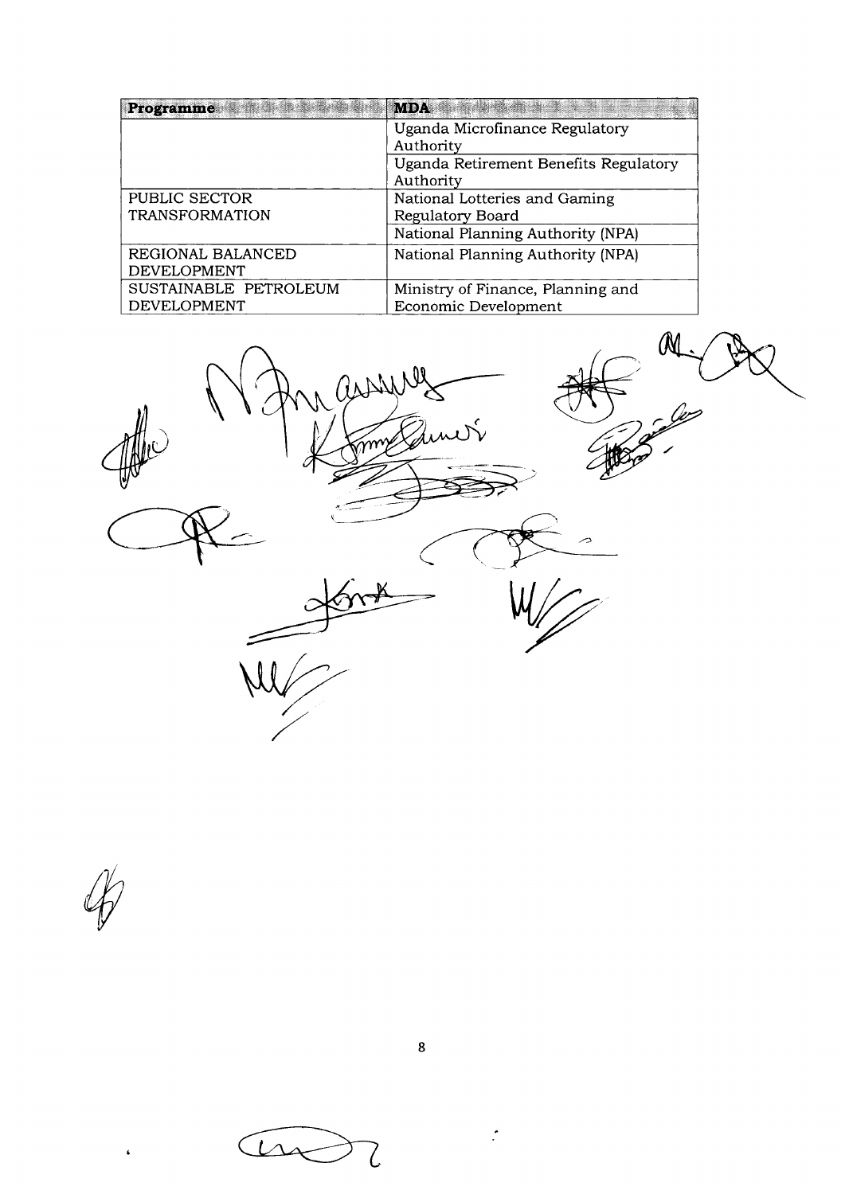| Programme | MDA |
| --- | --- |
| | Uganda Microfinance Regulatory Authority |
| | Uganda Retirement Benefits Regulatory Authority |
| PUBLIC SECTOR TRANSFORMATION | National Lotteries and Gaming Regulatory Board |
| | National Planning Authority (NPA) |
| REGIONAL BALANCED DEVELOPMENT | National Planning Authority (NPA) |
| SUSTAINABLE PETROLEUM DEVELOPMENT | Ministry of Finance, Planning and Economic Development |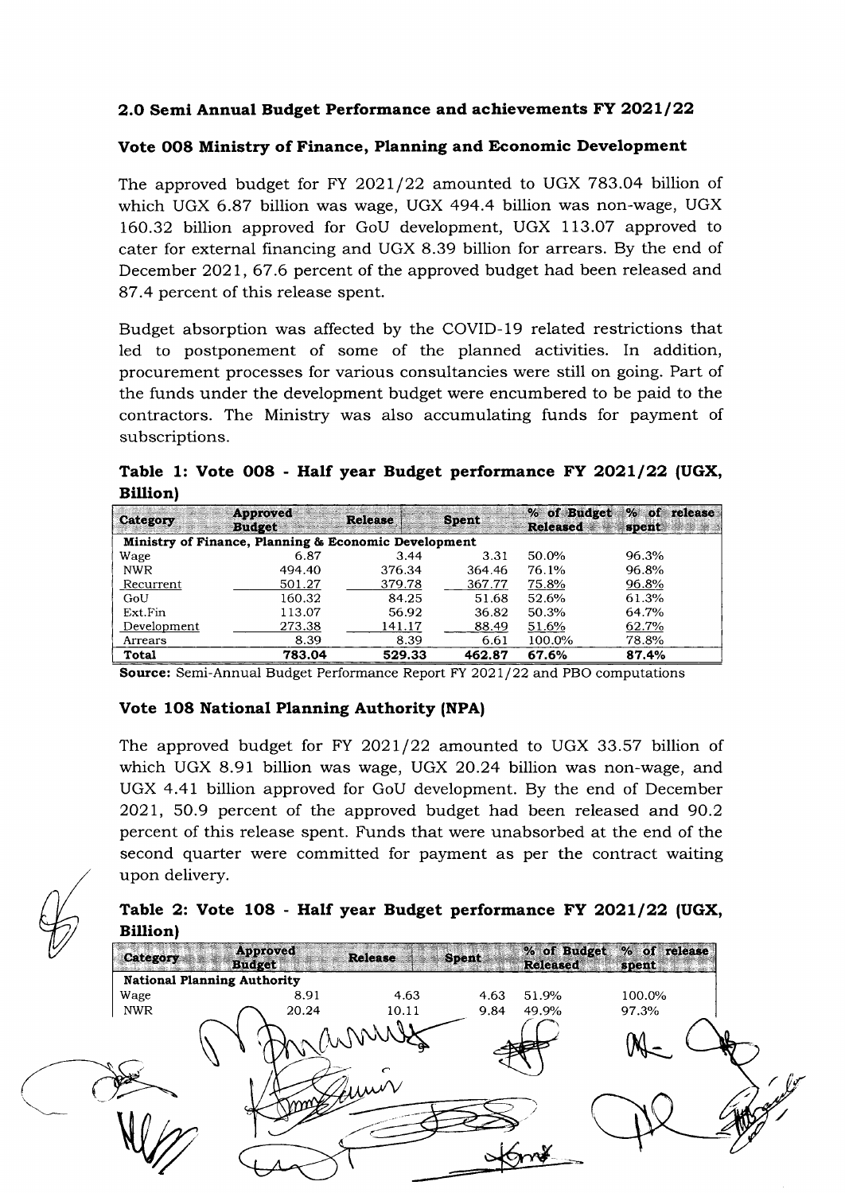## 2.0 Semi Annual Budget Performance and achievements FY 2021/22

### Vote 008 Ministry of Finance, Planning and Economic Development

The approved budget for FY 2021/22 amounted to UGX 783.04 billion of which UGX 6.87 billion was wage, UGX 494.4 billion was non-wage, UGX 160.32 billion approved for GoU development, UGX 113.07 approved to cater for external financing and UGX 8.39 billion for arrears. By the end of December 2021, 67.6 percent of the approved budget had been released and 87.4 percent of this release spent.

Budget absorption was affected by the COVID-19 related restrictions that led to postponement of some of the planned activities. In addition, procurement processes for various consultancies were still on going. Part of the funds under the development budget were encumbered to be paid to the contractors. The Ministry was also accumulating funds for payment of subscriptions.

**Table 1: Vote 008 - Half year Budget performance FY 2021/22 (UGX, Billion)**

| Category | Approved Budget | Release | Spent | % of Budget Released | % of release spent |
|---|---|---|---|---|---|
| **Ministry of Finance, Planning & Economic Development** | | | | | |
| Wage | 6.87 | 3.44 | 3.31 | 50.0% | 96.3% |
| NWR | 494.40 | 376.34 | 364.46 | 76.1% | 96.8% |
| Recurrent | 501.27 | 379.78 | 367.77 | 75.8% | 96.8% |
| GoU | 160.32 | 84.25 | 51.68 | 52.6% | 61.3% |
| Ext.Fin | 113.07 | 56.92 | 36.82 | 50.3% | 64.7% |
| Development | 273.38 | 141.17 | 88.49 | 51.6% | 62.7% |
| Arrears | 8.39 | 8.39 | 6.61 | 100.0% | 78.8% |
| **Total** | **783.04** | **529.33** | **462.87** | **67.6%** | **87.4%** |

**Source:** Semi-Annual Budget Performance Report FY 2021/22 and PBO computations

### Vote 108 National Planning Authority (NPA)

The approved budget for FY 2021/22 amounted to UGX 33.57 billion of which UGX 8.91 billion was wage, UGX 20.24 billion was non-wage, and UGX 4.41 billion approved for GoU development. By the end of December 2021, 50.9 percent of the approved budget had been released and 90.2 percent of this release spent. Funds that were unabsorbed at the end of the second quarter were committed for payment as per the contract waiting upon delivery.

**Table 2: Vote 108 - Half year Budget performance FY 2021/22 (UGX, Billion)**

| Category | Approved Budget | Release | Spent | % of Budget Released | % of release spent |
|---|---|---|---|---|---|
| **National Planning Authority** | | | | | |
| Wage | 8.91 | 4.63 | 4.63 | 51.9% | 100.0% |
| NWR | 20.24 | 10.11 | 9.84 | 49.9% | 97.3% |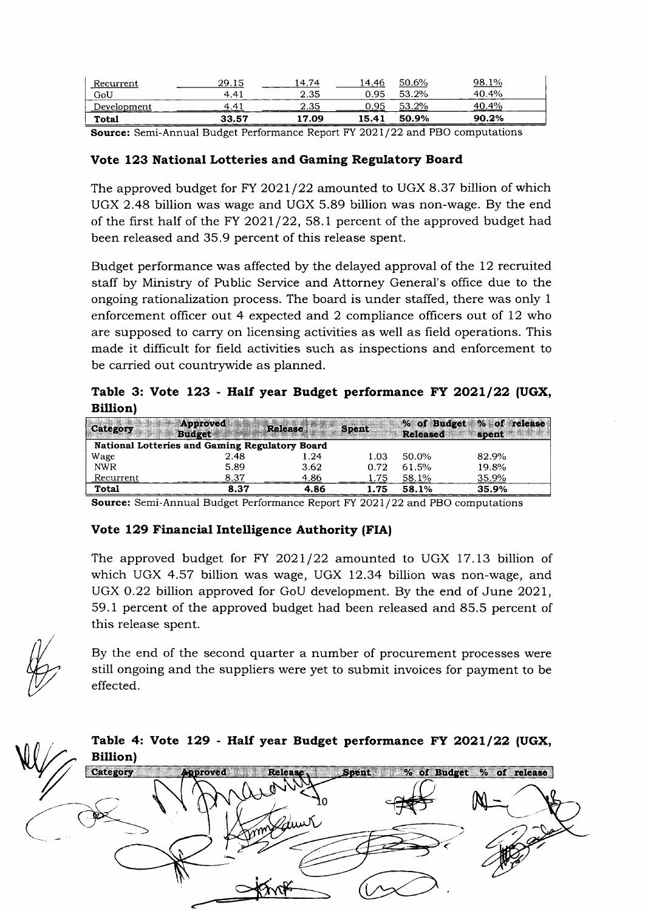| Recurrent | 29.15 | 14.74 | 14.46 | 50.6% | 98.1% |
|---|---|---|---|---|---|
| GoU | 4.41 | 2.35 | 0.95 | 53.2% | 40.4% |
| Development | 4.41 | 2.35 | 0.95 | 53.2% | 40.4% |
| **Total** | **33.57** | **17.09** | **15.41** | **50.9%** | **90.2%** |

**Source:** Semi-Annual Budget Performance Report FY 2021/22 and PBO computations

### Vote 123 National Lotteries and Gaming Regulatory Board

The approved budget for FY 2021/22 amounted to UGX 8.37 billion of which UGX 2.48 billion was wage and UGX 5.89 billion was non-wage. By the end of the first half of the FY 2021/22, 58.1 percent of the approved budget had been released and 35.9 percent of this release spent.

Budget performance was affected by the delayed approval of the 12 recruited staff by Ministry of Public Service and Attorney General's office due to the ongoing rationalization process. The board is under staffed, there was only 1 enforcement officer out 4 expected and 2 compliance officers out of 12 who are supposed to carry on licensing activities as well as field operations. This made it difficult for field activities such as inspections and enforcement to be carried out countrywide as planned.

**Table 3: Vote 123 - Half year Budget performance FY 2021/22 (UGX, Billion)**

| Category | Approved Budget | Release | Spent | % of Budget Released | % of release spent |
|---|---|---|---|---|---|
| **National Lotteries and Gaming Regulatory Board** | | | | | |
| Wage | 2.48 | 1.24 | 1.03 | 50.0% | 82.9% |
| NWR | 5.89 | 3.62 | 0.72 | 61.5% | 19.8% |
| Recurrent | 8.37 | 4.86 | 1.75 | 58.1% | 35.9% |
| **Total** | **8.37** | **4.86** | **1.75** | **58.1%** | **35.9%** |

**Source:** Semi-Annual Budget Performance Report FY 2021/22 and PBO computations

### Vote 129 Financial Intelligence Authority (FIA)

The approved budget for FY 2021/22 amounted to UGX 17.13 billion of which UGX 4.57 billion was wage, UGX 12.34 billion was non-wage, and UGX 0.22 billion approved for GoU development. By the end of June 2021, 59.1 percent of the approved budget had been released and 85.5 percent of this release spent.

By the end of the second quarter a number of procurement processes were still ongoing and the suppliers were yet to submit invoices for payment to be effected.

**Table 4: Vote 129 - Half year Budget performance FY 2021/22 (UGX, Billion)**

| Category | Approved | Release | Spent | % of Budget | % of release |
|---|---|---|---|---|---|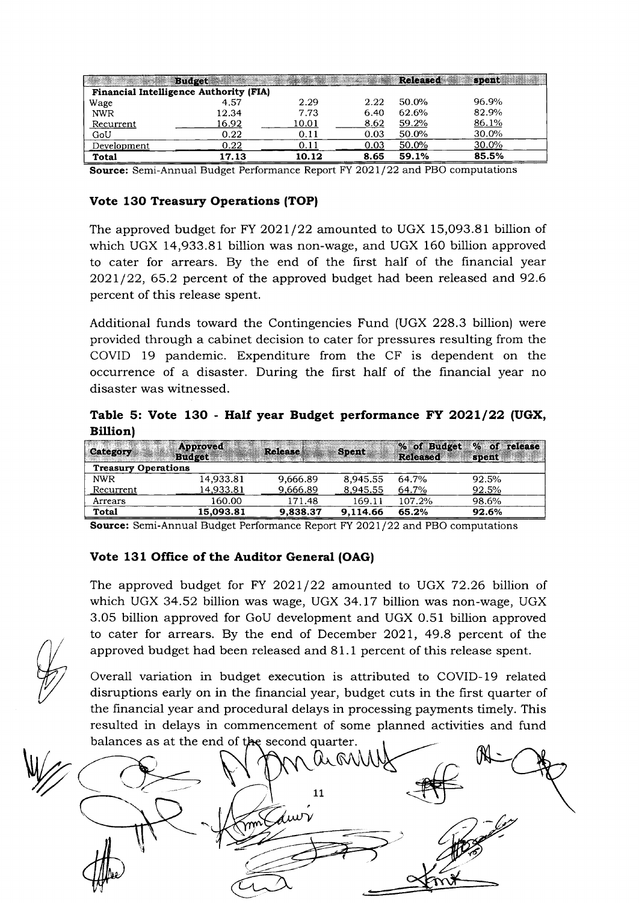| Budget | | | | Released | spent |
|---|---|---|---|---|---|
| **Financial Intelligence Authority (FIA)** | | | | | |
| Wage | 4.57 | 2.29 | 2.22 | 50.0% | 96.9% |
| NWR | 12.34 | 7.73 | 6.40 | 62.6% | 82.9% |
| Recurrent | 16.92 | 10.01 | 8.62 | 59.2% | 86.1% |
| GoU | 0.22 | 0.11 | 0.03 | 50.0% | 30.0% |
| Development | 0.22 | 0.11 | 0.03 | 50.0% | 30.0% |
| **Total** | **17.13** | **10.12** | **8.65** | **59.1%** | **85.5%** |

**Source:** Semi-Annual Budget Performance Report FY 2021/22 and PBO computations

### Vote 130 Treasury Operations (TOP)

The approved budget for FY 2021/22 amounted to UGX 15,093.81 billion of which UGX 14,933.81 billion was non-wage, and UGX 160 billion approved to cater for arrears. By the end of the first half of the financial year 2021/22, 65.2 percent of the approved budget had been released and 92.6 percent of this release spent.

Additional funds toward the Contingencies Fund (UGX 228.3 billion) were provided through a cabinet decision to cater for pressures resulting from the COVID 19 pandemic. Expenditure from the CF is dependent on the occurrence of a disaster. During the first half of the financial year no disaster was witnessed.

**Table 5: Vote 130 - Half year Budget performance FY 2021/22 (UGX, Billion)**

| Category | Approved Budget | Release | Spent | % of Budget Released | % of release spent |
|---|---|---|---|---|---|
| **Treasury Operations** | | | | | |
| NWR | 14,933.81 | 9,666.89 | 8,945.55 | 64.7% | 92.5% |
| Recurrent | 14,933.81 | 9,666.89 | 8,945.55 | 64.7% | 92.5% |
| Arrears | 160.00 | 171.48 | 169.11 | 107.2% | 98.6% |
| **Total** | **15,093.81** | **9,838.37** | **9,114.66** | **65.2%** | **92.6%** |

**Source:** Semi-Annual Budget Performance Report FY 2021/22 and PBO computations

### Vote 131 Office of the Auditor General (OAG)

The approved budget for FY 2021/22 amounted to UGX 72.26 billion of which UGX 34.52 billion was wage, UGX 34.17 billion was non-wage, UGX 3.05 billion approved for GoU development and UGX 0.51 billion approved to cater for arrears. By the end of December 2021, 49.8 percent of the approved budget had been released and 81.1 percent of this release spent.

Overall variation in budget execution is attributed to COVID-19 related disruptions early on in the financial year, budget cuts in the first quarter of the financial year and procedural delays in processing payments timely. This resulted in delays in commencement of some planned activities and fund balances as at the end of the second quarter.